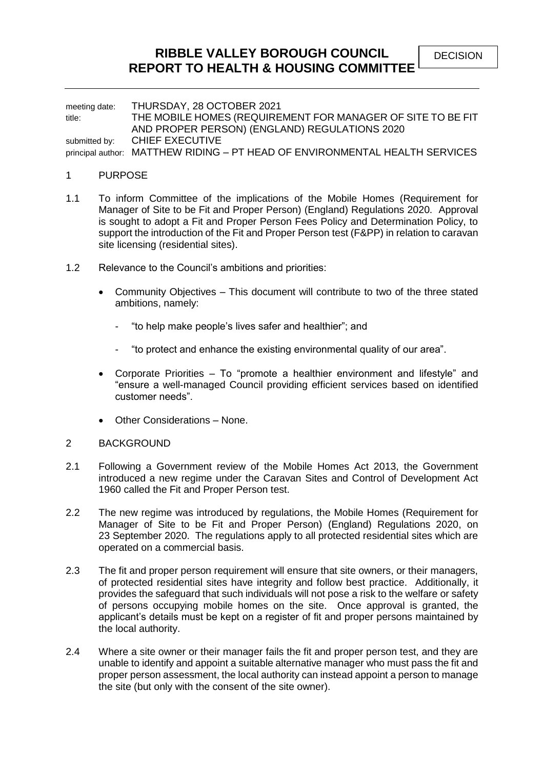# RIBBLE VALLEY BOROUGH COUNCIL
# REPORT TO HEALTH & HOUSING COMMITTEE

DECISION

---

meeting date: THURSDAY, 28 OCTOBER 2021
title: THE MOBILE HOMES (REQUIREMENT FOR MANAGER OF SITE TO BE FIT AND PROPER PERSON) (ENGLAND) REGULATIONS 2020
submitted by: CHIEF EXECUTIVE
principal author: MATTHEW RIDING – PT HEAD OF ENVIRONMENTAL HEALTH SERVICES

## 1 PURPOSE

1.1 To inform Committee of the implications of the Mobile Homes (Requirement for Manager of Site to be Fit and Proper Person) (England) Regulations 2020. Approval is sought to adopt a Fit and Proper Person Fees Policy and Determination Policy, to support the introduction of the Fit and Proper Person test (F&PP) in relation to caravan site licensing (residential sites).

1.2 Relevance to the Council's ambitions and priorities:

- Community Objectives – This document will contribute to two of the three stated ambitions, namely:
  - "to help make people's lives safer and healthier"; and
  - "to protect and enhance the existing environmental quality of our area".
- Corporate Priorities – To "promote a healthier environment and lifestyle" and "ensure a well-managed Council providing efficient services based on identified customer needs".
- Other Considerations – None.

## 2 BACKGROUND

2.1 Following a Government review of the Mobile Homes Act 2013, the Government introduced a new regime under the Caravan Sites and Control of Development Act 1960 called the Fit and Proper Person test.

2.2 The new regime was introduced by regulations, the Mobile Homes (Requirement for Manager of Site to be Fit and Proper Person) (England) Regulations 2020, on 23 September 2020. The regulations apply to all protected residential sites which are operated on a commercial basis.

2.3 The fit and proper person requirement will ensure that site owners, or their managers, of protected residential sites have integrity and follow best practice. Additionally, it provides the safeguard that such individuals will not pose a risk to the welfare or safety of persons occupying mobile homes on the site. Once approval is granted, the applicant's details must be kept on a register of fit and proper persons maintained by the local authority.

2.4 Where a site owner or their manager fails the fit and proper person test, and they are unable to identify and appoint a suitable alternative manager who must pass the fit and proper person assessment, the local authority can instead appoint a person to manage the site (but only with the consent of the site owner).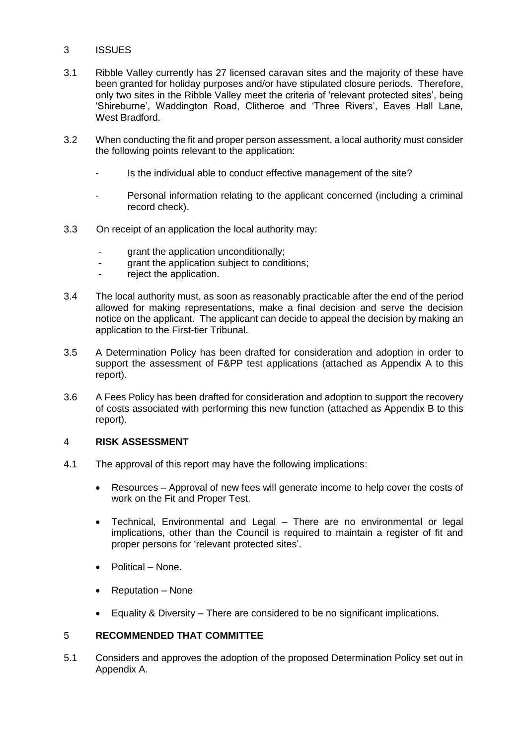## 3 ISSUES

3.1 Ribble Valley currently has 27 licensed caravan sites and the majority of these have been granted for holiday purposes and/or have stipulated closure periods. Therefore, only two sites in the Ribble Valley meet the criteria of 'relevant protected sites', being 'Shireburne', Waddington Road, Clitheroe and 'Three Rivers', Eaves Hall Lane, West Bradford.

3.2 When conducting the fit and proper person assessment, a local authority must consider the following points relevant to the application:

- Is the individual able to conduct effective management of the site?
- Personal information relating to the applicant concerned (including a criminal record check).

3.3 On receipt of an application the local authority may:

- grant the application unconditionally;
- grant the application subject to conditions;
- reject the application.

3.4 The local authority must, as soon as reasonably practicable after the end of the period allowed for making representations, make a final decision and serve the decision notice on the applicant. The applicant can decide to appeal the decision by making an application to the First-tier Tribunal.

3.5 A Determination Policy has been drafted for consideration and adoption in order to support the assessment of F&PP test applications (attached as Appendix A to this report).

3.6 A Fees Policy has been drafted for consideration and adoption to support the recovery of costs associated with performing this new function (attached as Appendix B to this report).

## 4 RISK ASSESSMENT

4.1 The approval of this report may have the following implications:

- Resources – Approval of new fees will generate income to help cover the costs of work on the Fit and Proper Test.
- Technical, Environmental and Legal – There are no environmental or legal implications, other than the Council is required to maintain a register of fit and proper persons for 'relevant protected sites'.
- Political – None.
- Reputation – None
- Equality & Diversity – There are considered to be no significant implications.

## 5 RECOMMENDED THAT COMMITTEE

5.1 Considers and approves the adoption of the proposed Determination Policy set out in Appendix A.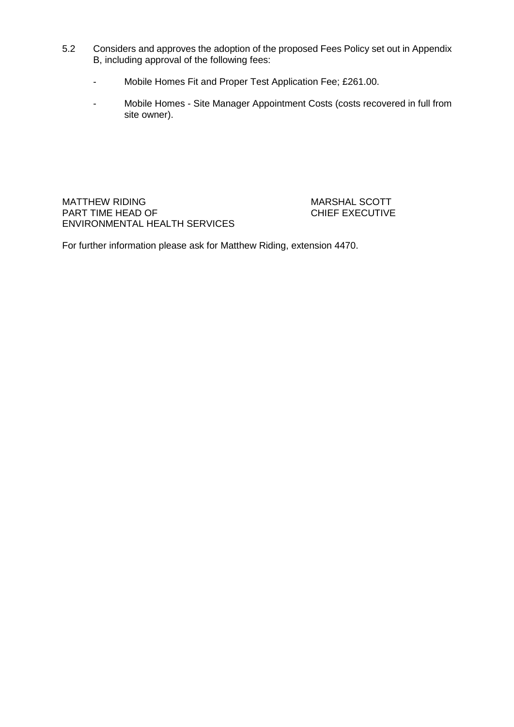5.2 Considers and approves the adoption of the proposed Fees Policy set out in Appendix B, including approval of the following fees:

- Mobile Homes Fit and Proper Test Application Fee; £261.00.
- Mobile Homes - Site Manager Appointment Costs (costs recovered in full from site owner).

| | |
|---|---|
| MATTHEW RIDING<br>PART TIME HEAD OF<br>ENVIRONMENTAL HEALTH SERVICES | MARSHAL SCOTT<br>CHIEF EXECUTIVE |

For further information please ask for Matthew Riding, extension 4470.